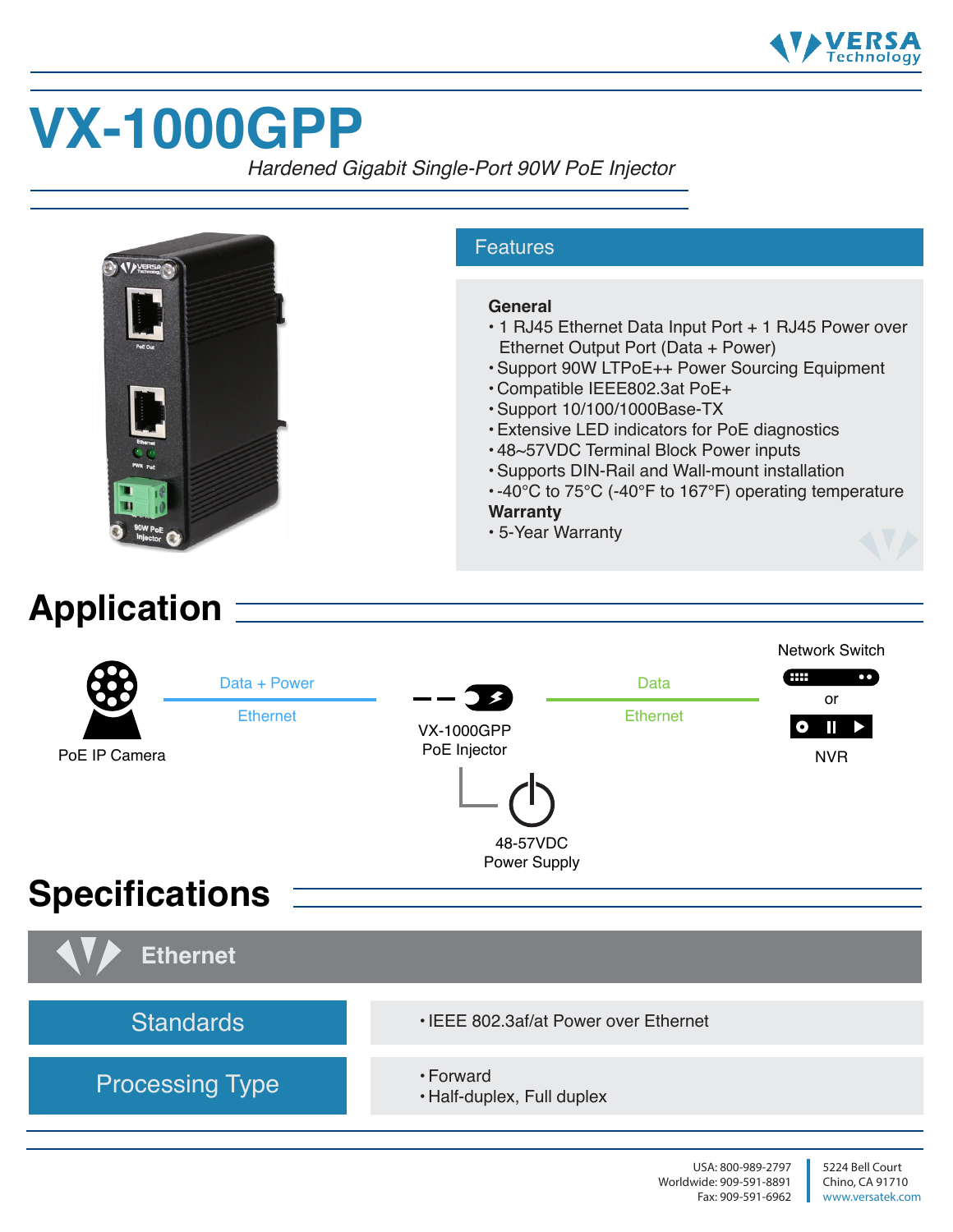# VX-1000GPP

*Hardened Gigabit Single-Port 90W PoE Injector*

## Features

**General**

- 1 RJ45 Ethernet Data Input Port + 1 RJ45 Power over Ethernet Output Port (Data + Power)
- Support 90W LTPoE++ Power Sourcing Equipment
- Compatible IEEE802.3at PoE+
- Support 10/100/1000Base-TX
- Extensive LED indicators for PoE diagnostics
- 48~57VDC Terminal Block Power inputs
- Supports DIN-Rail and Wall-mount installation
- -40°C to 75°C (-40°F to 167°F) operating temperature

**Warranty**

- 5-Year Warranty

## Application

PoE IP Camera — Data + Power / Ethernet — VX-1000GPP PoE Injector — Data / Ethernet — Network Switch or NVR

48-57VDC Power Supply

## Specifications

### Ethernet

| | |
|---|---|
| Standards | • IEEE 802.3af/at Power over Ethernet |
| Processing Type | • Forward<br>• Half-duplex, Full duplex |

USA: 800-989-2797
Worldwide: 909-591-8891
Fax: 909-591-6962

5224 Bell Court
Chino, CA 91710
www.versatek.com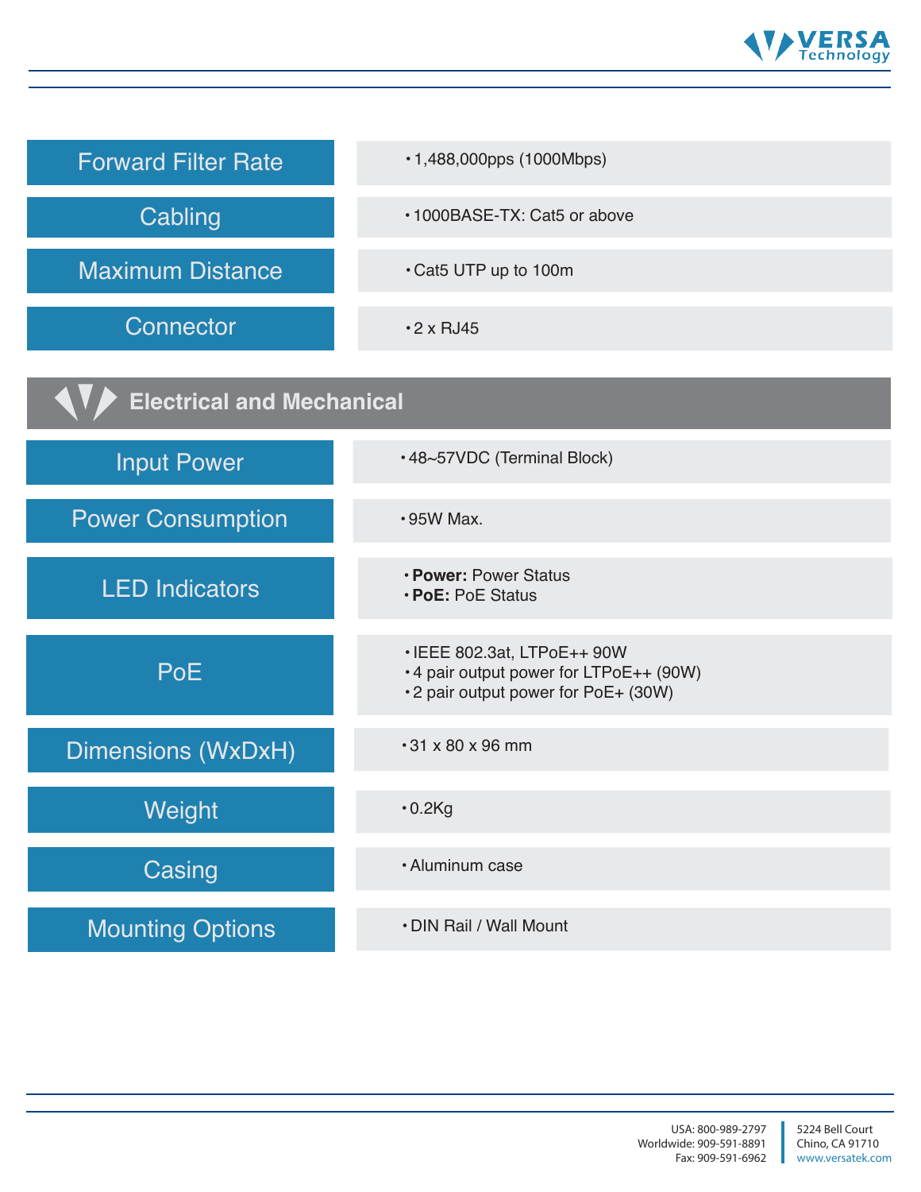| | |
|---|---|
| Forward Filter Rate | • 1,488,000pps (1000Mbps) |
| Cabling | • 1000BASE-TX: Cat5 or above |
| Maximum Distance | • Cat5 UTP up to 100m |
| Connector | • 2 x RJ45 |

## Electrical and Mechanical

| | |
|---|---|
| Input Power | • 48~57VDC (Terminal Block) |
| Power Consumption | • 95W Max. |
| LED Indicators | • **Power:** Power Status<br>• **PoE:** PoE Status |
| PoE | • IEEE 802.3at, LTPoE++ 90W<br>• 4 pair output power for LTPoE++ (90W)<br>• 2 pair output power for PoE+ (30W) |
| Dimensions (WxDxH) | • 31 x 80 x 96 mm |
| Weight | • 0.2Kg |
| Casing | • Aluminum case |
| Mounting Options | • DIN Rail / Wall Mount |

USA: 800-989-2797
Worldwide: 909-591-8891
Fax: 909-591-6962

5224 Bell Court
Chino, CA 91710
www.versatek.com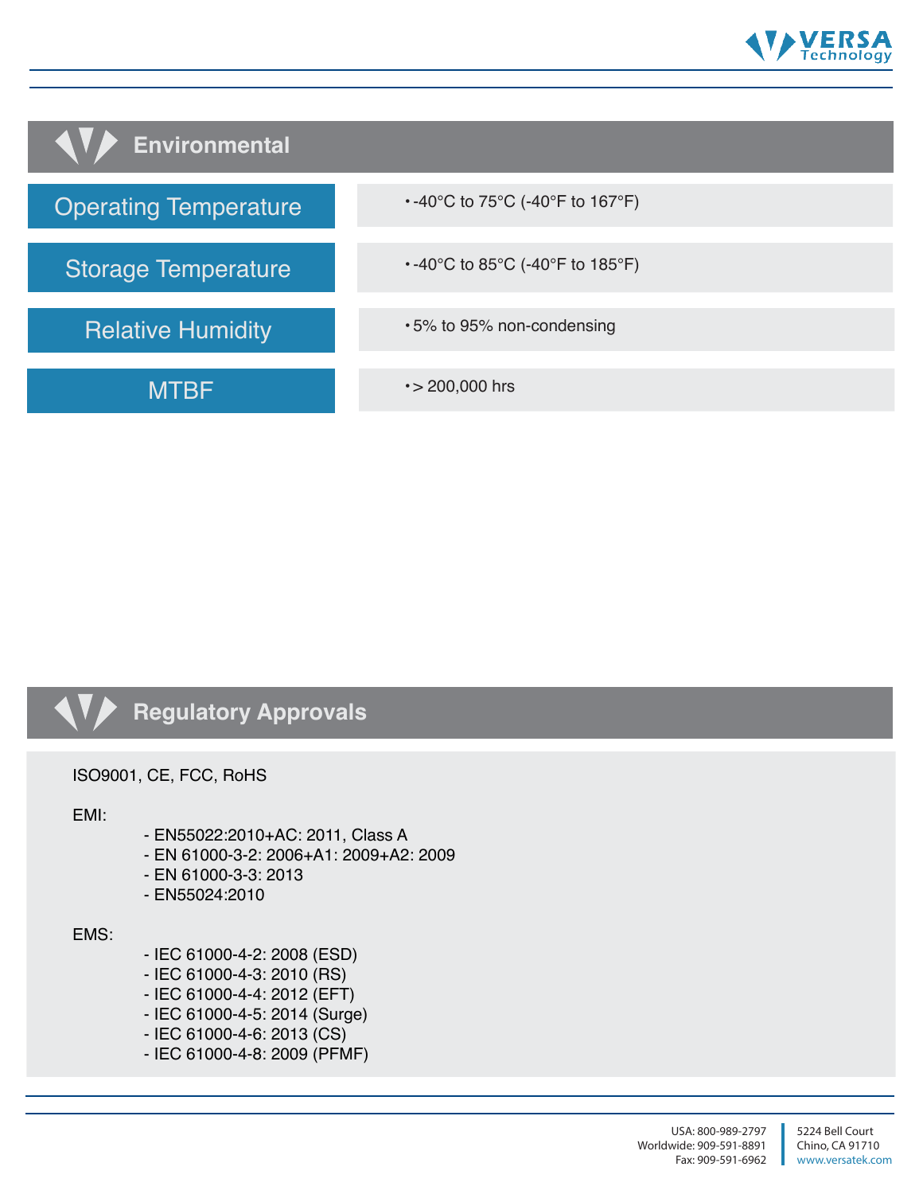## Environmental

| | |
|---|---|
| Operating Temperature | • -40°C to 75°C (-40°F to 167°F) |
| Storage Temperature | • -40°C to 85°C (-40°F to 185°F) |
| Relative Humidity | • 5% to 95% non-condensing |
| MTBF | • > 200,000 hrs |

## Regulatory Approvals

ISO9001, CE, FCC, RoHS

EMI:

- EN55022:2010+AC: 2011, Class A
- EN 61000-3-2: 2006+A1: 2009+A2: 2009
- EN 61000-3-3: 2013
- EN55024:2010

EMS:

- IEC 61000-4-2: 2008 (ESD)
- IEC 61000-4-3: 2010 (RS)
- IEC 61000-4-4: 2012 (EFT)
- IEC 61000-4-5: 2014 (Surge)
- IEC 61000-4-6: 2013 (CS)
- IEC 61000-4-8: 2009 (PFMF)